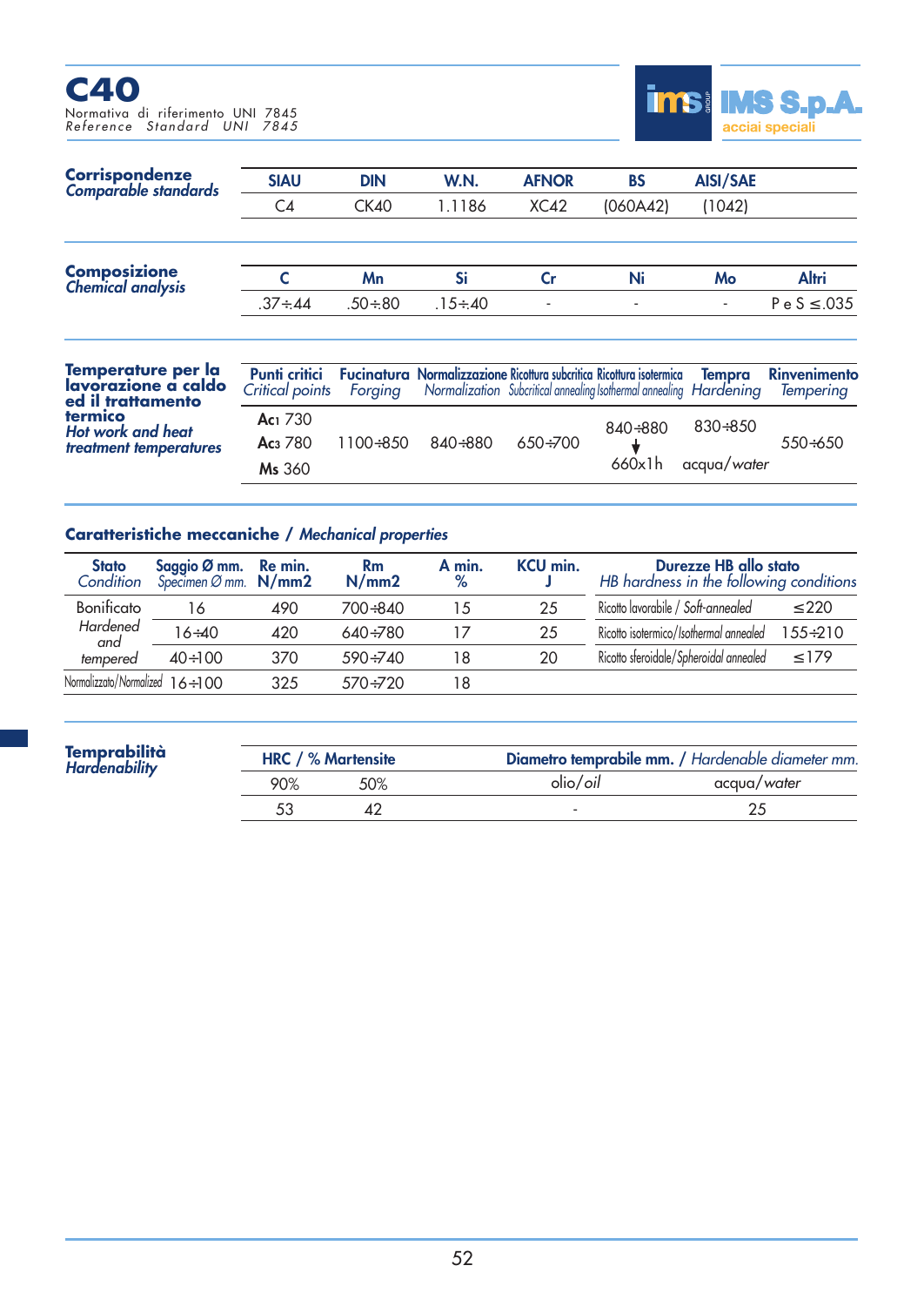# C40

Normativa di riferimento UNI 7845
*Reference Standard UNI 7845*

IMS S.p.A. acciai speciali

## Corrispondenze *Comparable standards*

| SIAU | DIN | W.N. | AFNOR | BS | AISI/SAE |
|---|---|---|---|---|---|
| C4 | CK40 | 1.1186 | XC42 | (060A42) | (1042) |

## Composizione *Chemical analysis*

| C | Mn | Si | Cr | Ni | Mo | Altri |
|---|---|---|---|---|---|---|
| .37÷.44 | .50÷.80 | .15÷.40 | - | - | - | P e S ≤.035 |

## Temperature per la lavorazione a caldo ed il trattamento termico *Hot work and heat treatment temperatures*

| Punti critici *Critical points* | Fucinatura *Forging* | Normalizzazione *Normalization* | Ricottura subcritica *Subcritical annealing* | Ricottura isotermica *Isothermal annealing* | Tempra *Hardening* | Rinvenimento *Tempering* |
|---|---|---|---|---|---|---|
| **Ac1** 730 **Ac3** 780 **Ms** 360 | 1100÷850 | 840÷880 | 650÷700 | 840÷880 ↓ 660x1h | 830÷850 acqua/*water* | 550÷650 |

## Caratteristiche meccaniche / *Mechanical properties*

| Stato *Condition* | Saggio Ø mm. *Specimen Ø mm.* | Re min. N/mm2 | Rm N/mm2 | A min. % | KCU min. J |
|---|---|---|---|---|---|
| Bonificato *Hardened and tempered* | 16 | 490 | 700÷840 | 15 | 25 |
| | 16÷40 | 420 | 640÷780 | 17 | 25 |
| | 40÷100 | 370 | 590÷740 | 18 | 20 |
| Normalizzato/*Normalized* | 16÷100 | 325 | 570÷720 | 18 | |

| Durezze HB allo stato *HB hardness in the following conditions* | |
|---|---|
| Ricotto lavorabile / *Soft-annealed* | ≤220 |
| Ricotto isotermico/*Isothermal annealed* | 155÷210 |
| Ricotto sferoidale/*Spheroidal annealed* | ≤179 |

## Temprabilità *Hardenability*

| HRC / % Martensite | | Diametro temprabile mm. / *Hardenable diameter mm.* | |
|---|---|---|---|
| 90% | 50% | olio/*oil* | acqua/*water* |
| 53 | 42 | - | 25 |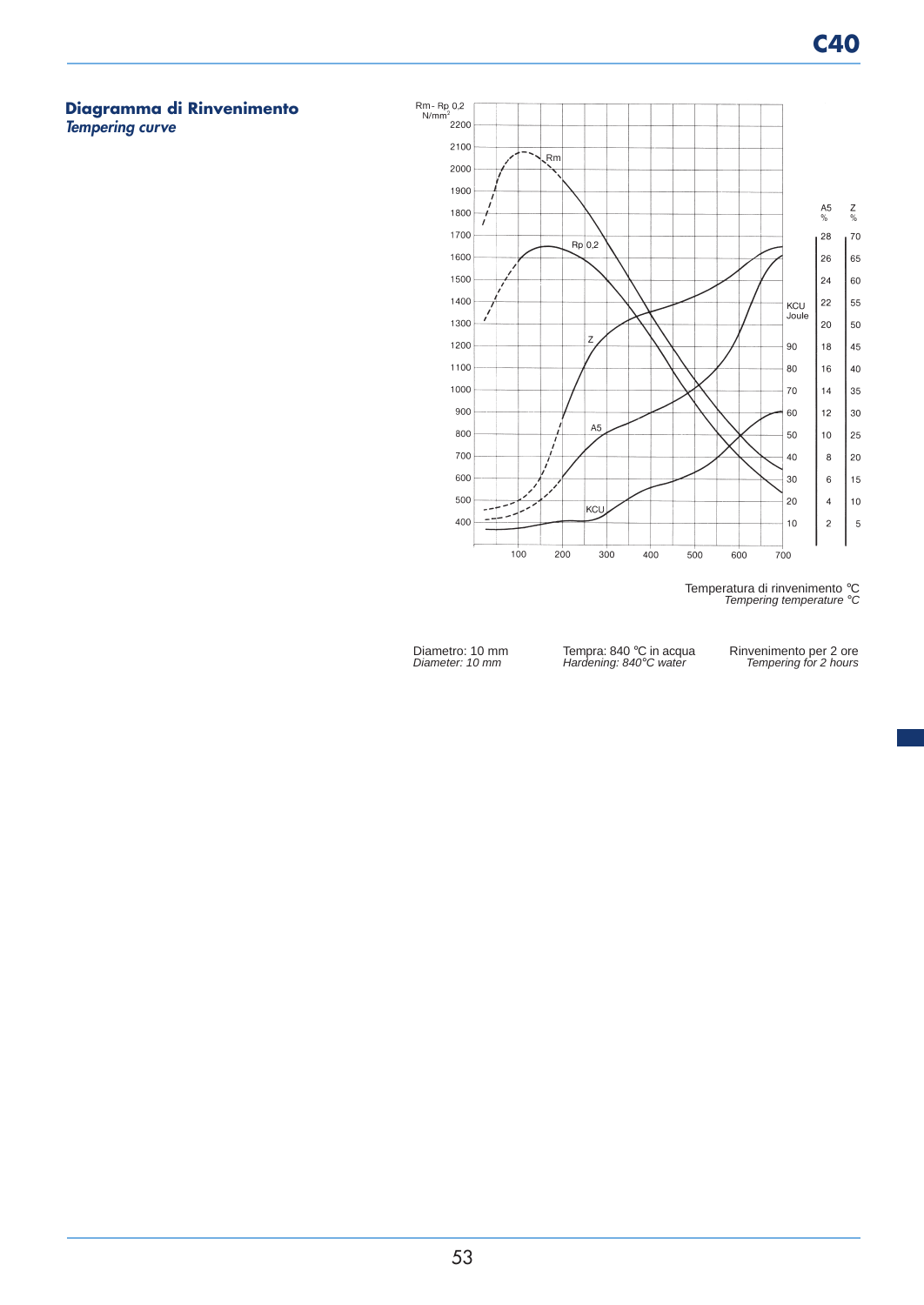## Diagramma di Rinvenimento

*Tempering curve*

Rm - Rp 0,2
N/mm²

2200
2100
2000
1900
1800
1700
1600
1500
1400
1300
1200
1100
1000
900
800
700
600
500
400

Rm

Rp 0,2

Z

A5

KCU

KCU
Joule

90
80
70
60
50
40
30
20
10

A5
%

28
26
24
22
20
18
16
14
12
10
8
6
4
2

Z
%

70
65
60
55
50
45
40
35
30
25
20
15
10
5

100 200 300 400 500 600 700

Temperatura di rinvenimento °C
*Tempering temperature °C*

Diametro: 10 mm
*Diameter: 10 mm*

Tempra: 840 °C in acqua
*Hardening: 840°C water*

Rinvenimento per 2 ore
*Tempering for 2 hours*